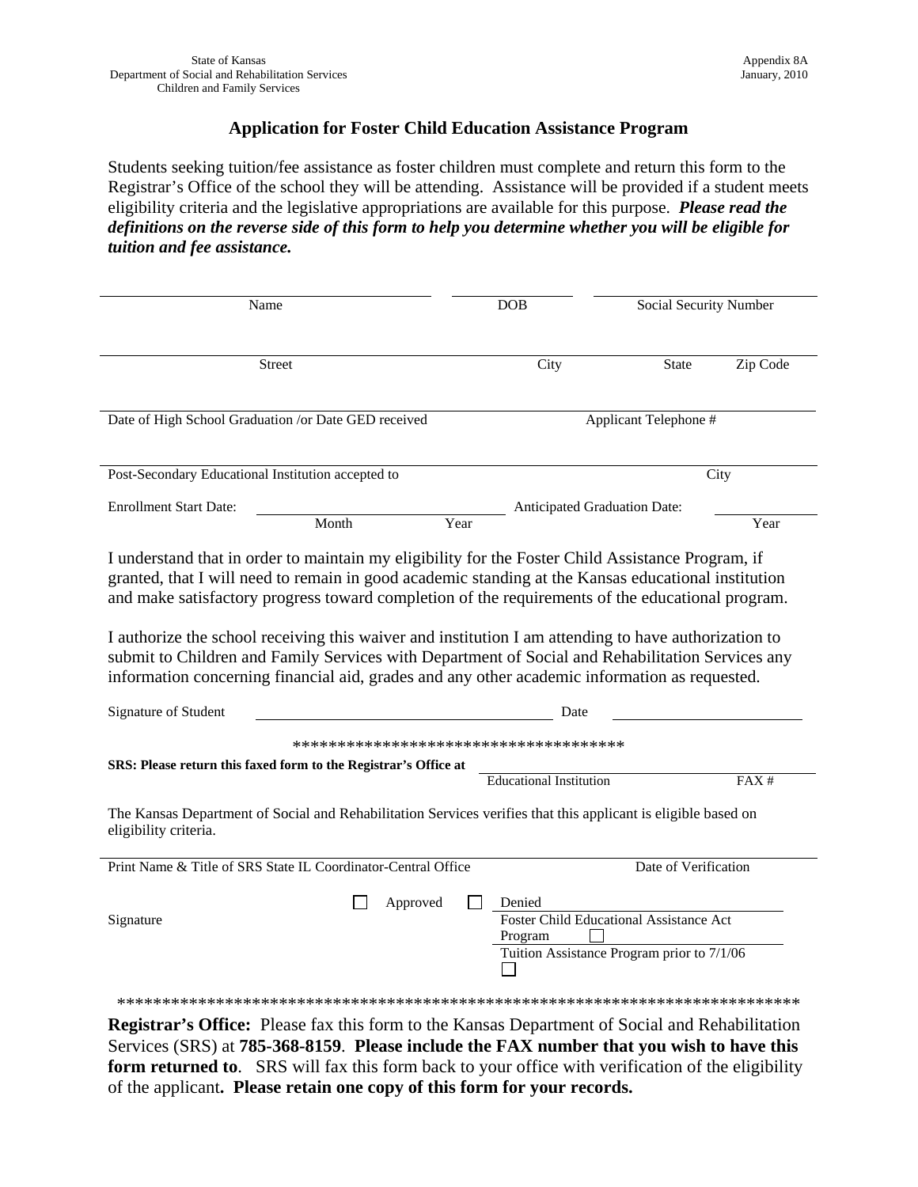State of Kansas
Department of Social and Rehabilitation Services
Children and Family Services

Appendix 8A
January, 2010

## Application for Foster Child Education Assistance Program

Students seeking tuition/fee assistance as foster children must complete and return this form to the Registrar's Office of the school they will be attending. Assistance will be provided if a student meets eligibility criteria and the legislative appropriations are available for this purpose. ***Please read the definitions on the reverse side of this form to help you determine whether you will be eligible for tuition and fee assistance.***

Name _______________ DOB _______________ Social Security Number _______________

Street _______________ City _______________ State _______________ Zip Code _______________

Date of High School Graduation /or Date GED received _______________ Applicant Telephone # _______________

Post-Secondary Educational Institution accepted to _______________ City _______________

Enrollment Start Date: _______________ Month _______________ Year _______________ Anticipated Graduation Date: _______________ Year

I understand that in order to maintain my eligibility for the Foster Child Assistance Program, if granted, that I will need to remain in good academic standing at the Kansas educational institution and make satisfactory progress toward completion of the requirements of the educational program.

I authorize the school receiving this waiver and institution I am attending to have authorization to submit to Children and Family Services with Department of Social and Rehabilitation Services any information concerning financial aid, grades and any other academic information as requested.

Signature of Student _______________ Date _______________

************************************

**SRS: Please return this faxed form to the Registrar's Office at** _______________ Educational Institution _______________ FAX #

The Kansas Department of Social and Rehabilitation Services verifies that this applicant is eligible based on eligibility criteria.

Print Name & Title of SRS State IL Coordinator-Central Office _______________ Date of Verification _______________

Signature _______________ ☐ Approved ☐ Denied

Foster Child Educational Assistance Act Program ☐

Tuition Assistance Program prior to 7/1/06 ☐

***************************************************************************

**Registrar's Office:** Please fax this form to the Kansas Department of Social and Rehabilitation Services (SRS) at **785-368-8159**. **Please include the FAX number that you wish to have this form returned to**. SRS will fax this form back to your office with verification of the eligibility of the applicant**. Please retain one copy of this form for your records.**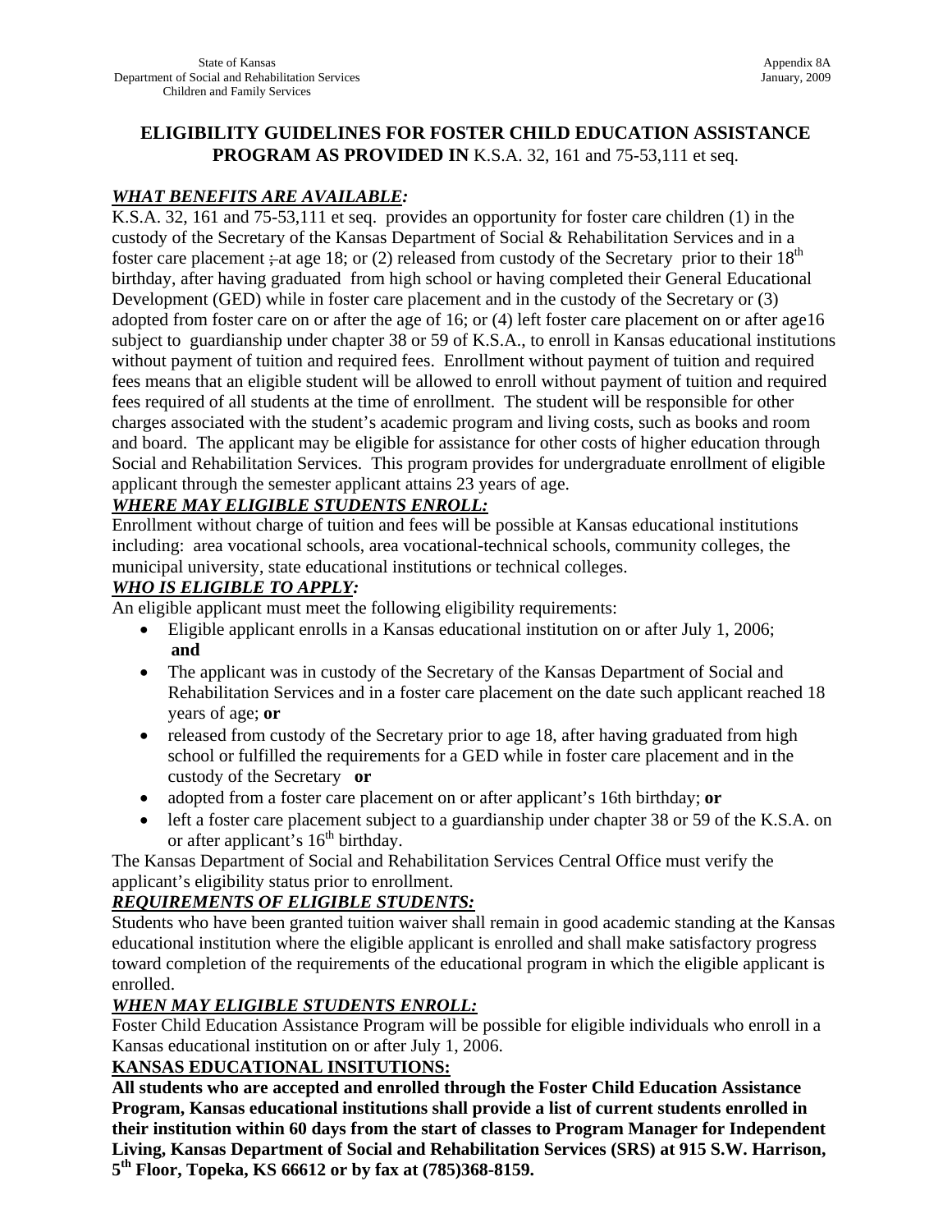State of Kansas
Department of Social and Rehabilitation Services
Children and Family Services

Appendix 8A
January, 2009

# ELIGIBILITY GUIDELINES FOR FOSTER CHILD EDUCATION ASSISTANCE PROGRAM AS PROVIDED IN K.S.A. 32, 161 and 75-53,111 et seq.

***WHAT BENEFITS ARE AVAILABLE:***

K.S.A. 32, 161 and 75-53,111 et seq. provides an opportunity for foster care children (1) in the custody of the Secretary of the Kansas Department of Social & Rehabilitation Services and in a foster care placement ~~;~~ at age 18; or (2) released from custody of the Secretary prior to their 18th birthday, after having graduated from high school or having completed their General Educational Development (GED) while in foster care placement and in the custody of the Secretary or (3) adopted from foster care on or after the age of 16; or (4) left foster care placement on or after age16 subject to guardianship under chapter 38 or 59 of K.S.A., to enroll in Kansas educational institutions without payment of tuition and required fees. Enrollment without payment of tuition and required fees means that an eligible student will be allowed to enroll without payment of tuition and required fees required of all students at the time of enrollment. The student will be responsible for other charges associated with the student's academic program and living costs, such as books and room and board. The applicant may be eligible for assistance for other costs of higher education through Social and Rehabilitation Services. This program provides for undergraduate enrollment of eligible applicant through the semester applicant attains 23 years of age.

***WHERE MAY ELIGIBLE STUDENTS ENROLL:***

Enrollment without charge of tuition and fees will be possible at Kansas educational institutions including: area vocational schools, area vocational-technical schools, community colleges, the municipal university, state educational institutions or technical colleges.

***WHO IS ELIGIBLE TO APPLY:***

An eligible applicant must meet the following eligibility requirements:

- Eligible applicant enrolls in a Kansas educational institution on or after July 1, 2006; **and**
- The applicant was in custody of the Secretary of the Kansas Department of Social and Rehabilitation Services and in a foster care placement on the date such applicant reached 18 years of age; **or**
- released from custody of the Secretary prior to age 18, after having graduated from high school or fulfilled the requirements for a GED while in foster care placement and in the custody of the Secretary **or**
- adopted from a foster care placement on or after applicant's 16th birthday; **or**
- left a foster care placement subject to a guardianship under chapter 38 or 59 of the K.S.A. on or after applicant's 16th birthday.

The Kansas Department of Social and Rehabilitation Services Central Office must verify the applicant's eligibility status prior to enrollment.

***REQUIREMENTS OF ELIGIBLE STUDENTS:***

Students who have been granted tuition waiver shall remain in good academic standing at the Kansas educational institution where the eligible applicant is enrolled and shall make satisfactory progress toward completion of the requirements of the educational program in which the eligible applicant is enrolled.

***WHEN MAY ELIGIBLE STUDENTS ENROLL:***

Foster Child Education Assistance Program will be possible for eligible individuals who enroll in a Kansas educational institution on or after July 1, 2006.

**KANSAS EDUCATIONAL INSITUTIONS:**

**All students who are accepted and enrolled through the Foster Child Education Assistance Program, Kansas educational institutions shall provide a list of current students enrolled in their institution within 60 days from the start of classes to Program Manager for Independent Living, Kansas Department of Social and Rehabilitation Services (SRS) at 915 S.W. Harrison, 5th Floor, Topeka, KS 66612 or by fax at (785)368-8159.**